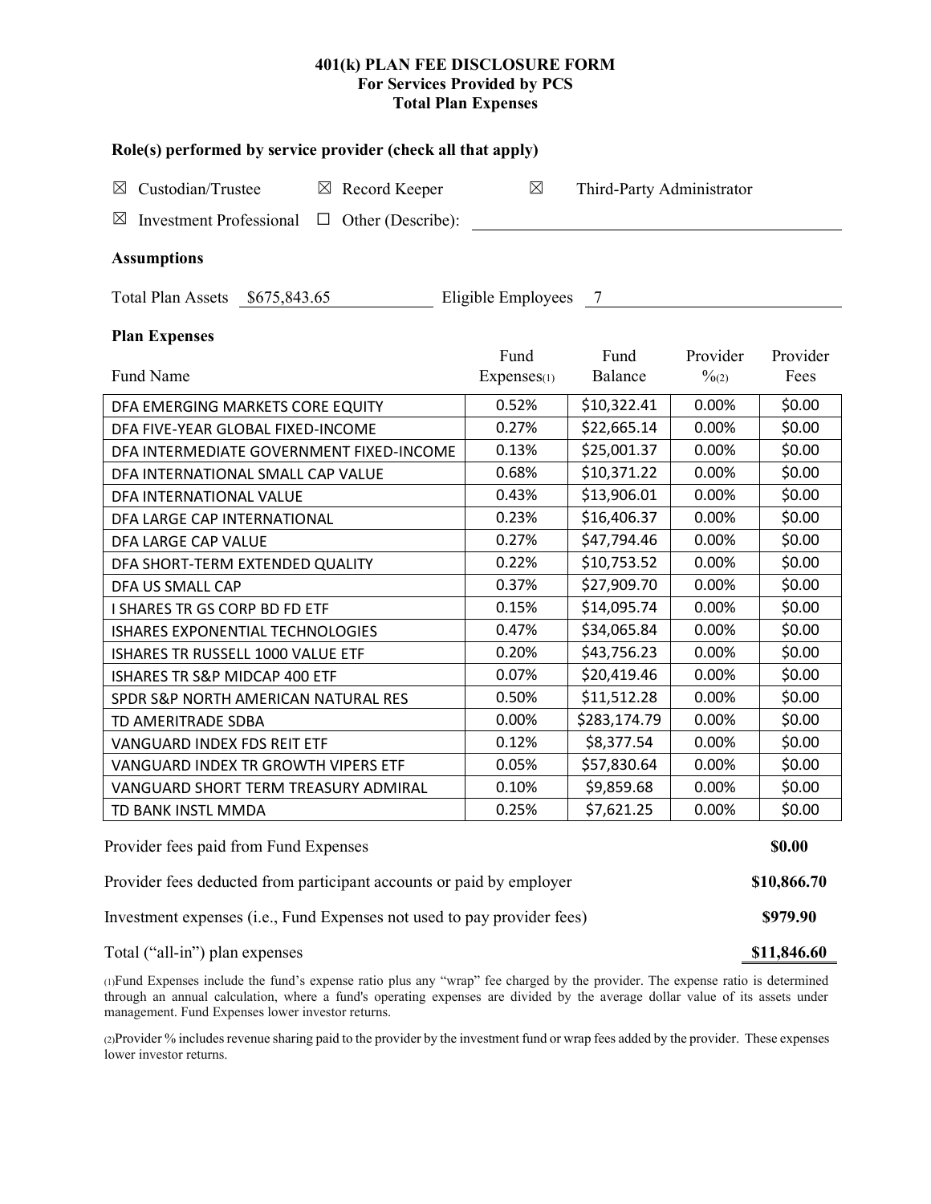# 401(k) PLAN FEE DISCLOSURE FORM
## For Services Provided by PCS
## Total Plan Expenses

### Role(s) performed by service provider (check all that apply)

☒ Custodian/Trustee ☒ Record Keeper ☒ Third-Party Administrator

☒ Investment Professional ☐ Other (Describe): ______

### Assumptions

Total Plan Assets $675,843.65 Eligible Employees 7

### Plan Expenses

| Fund Name | Fund Expenses[1] | Fund Balance | Provider %[2] | Provider Fees |
|---|---|---|---|---|
| DFA EMERGING MARKETS CORE EQUITY | 0.52% | $10,322.41 | 0.00% | $0.00 |
| DFA FIVE-YEAR GLOBAL FIXED-INCOME | 0.27% | $22,665.14 | 0.00% | $0.00 |
| DFA INTERMEDIATE GOVERNMENT FIXED-INCOME | 0.13% | $25,001.37 | 0.00% | $0.00 |
| DFA INTERNATIONAL SMALL CAP VALUE | 0.68% | $10,371.22 | 0.00% | $0.00 |
| DFA INTERNATIONAL VALUE | 0.43% | $13,906.01 | 0.00% | $0.00 |
| DFA LARGE CAP INTERNATIONAL | 0.23% | $16,406.37 | 0.00% | $0.00 |
| DFA LARGE CAP VALUE | 0.27% | $47,794.46 | 0.00% | $0.00 |
| DFA SHORT-TERM EXTENDED QUALITY | 0.22% | $10,753.52 | 0.00% | $0.00 |
| DFA US SMALL CAP | 0.37% | $27,909.70 | 0.00% | $0.00 |
| I SHARES TR GS CORP BD FD ETF | 0.15% | $14,095.74 | 0.00% | $0.00 |
| ISHARES EXPONENTIAL TECHNOLOGIES | 0.47% | $34,065.84 | 0.00% | $0.00 |
| ISHARES TR RUSSELL 1000 VALUE ETF | 0.20% | $43,756.23 | 0.00% | $0.00 |
| ISHARES TR S&P MIDCAP 400 ETF | 0.07% | $20,419.46 | 0.00% | $0.00 |
| SPDR S&P NORTH AMERICAN NATURAL RES | 0.50% | $11,512.28 | 0.00% | $0.00 |
| TD AMERITRADE SDBA | 0.00% | $283,174.79 | 0.00% | $0.00 |
| VANGUARD INDEX FDS REIT ETF | 0.12% | $8,377.54 | 0.00% | $0.00 |
| VANGUARD INDEX TR GROWTH VIPERS ETF | 0.05% | $57,830.64 | 0.00% | $0.00 |
| VANGUARD SHORT TERM TREASURY ADMIRAL | 0.10% | $9,859.68 | 0.00% | $0.00 |
| TD BANK INSTL MMDA | 0.25% | $7,621.25 | 0.00% | $0.00 |

| | |
|---|---|
| Provider fees paid from Fund Expenses | **$0.00** |
| Provider fees deducted from participant accounts or paid by employer | **$10,866.70** |
| Investment expenses (i.e., Fund Expenses not used to pay provider fees) | **$979.90** |
| Total ("all-in") plan expenses | **$11,846.60** |

[1]Fund Expenses include the fund's expense ratio plus any "wrap" fee charged by the provider. The expense ratio is determined through an annual calculation, where a fund's operating expenses are divided by the average dollar value of its assets under management. Fund Expenses lower investor returns.

[2]Provider % includes revenue sharing paid to the provider by the investment fund or wrap fees added by the provider. These expenses lower investor returns.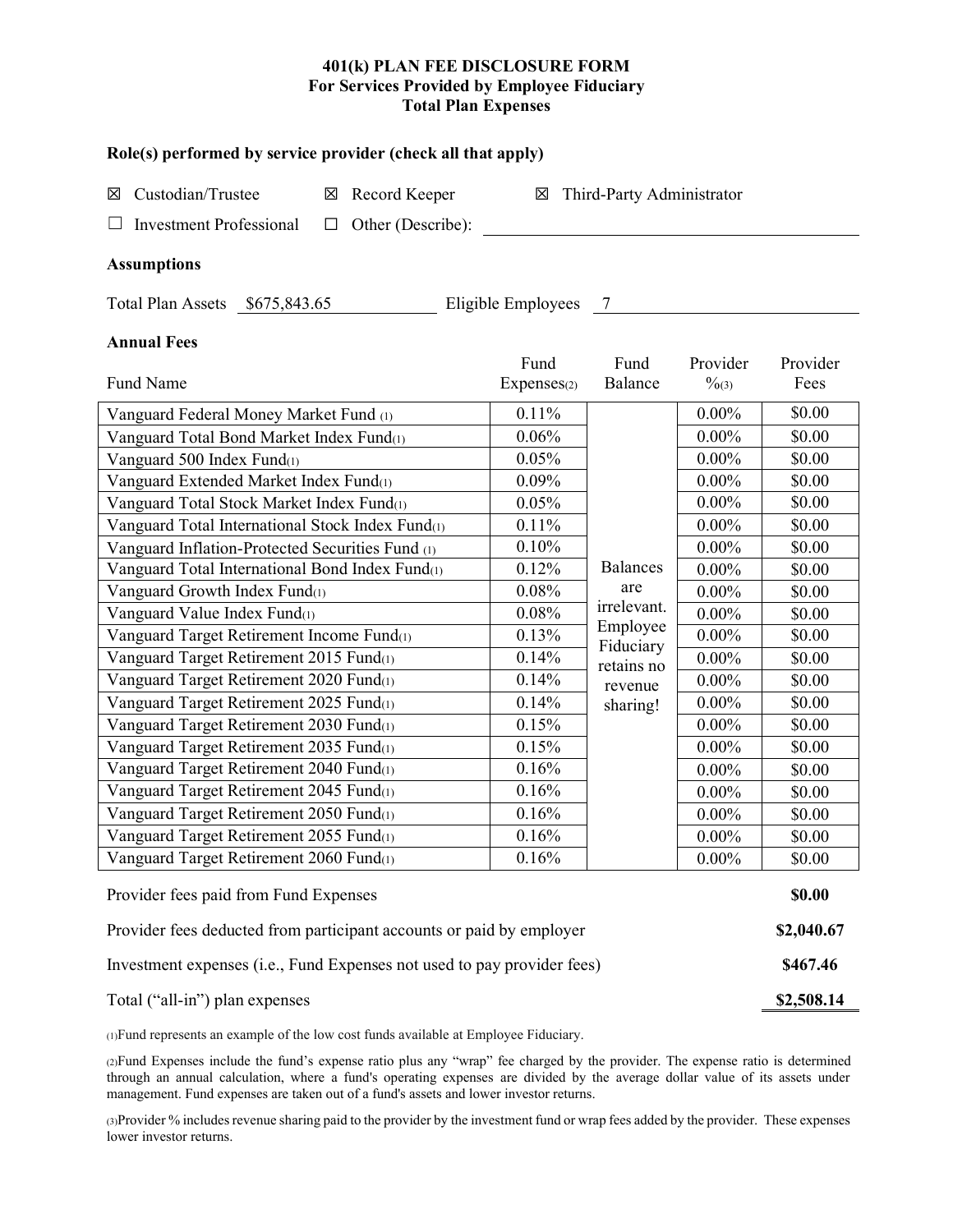# 401(k) PLAN FEE DISCLOSURE FORM
## For Services Provided by Employee Fiduciary
## Total Plan Expenses

### Role(s) performed by service provider (check all that apply)

☒ Custodian/Trustee ☒ Record Keeper ☒ Third-Party Administrator

☐ Investment Professional ☐ Other (Describe): ______________________

### Assumptions

Total Plan Assets $675,843.65 Eligible Employees 7

### Annual Fees

| Fund Name | Fund Expenses(2) | Fund Balance | Provider %(3) | Provider Fees |
|---|---|---|---|---|
| Vanguard Federal Money Market Fund (1) | 0.11% | Balances are irrelevant. Employee Fiduciary retains no revenue sharing! | 0.00% | $0.00 |
| Vanguard Total Bond Market Index Fund(1) | 0.06% | | 0.00% | $0.00 |
| Vanguard 500 Index Fund(1) | 0.05% | | 0.00% | $0.00 |
| Vanguard Extended Market Index Fund(1) | 0.09% | | 0.00% | $0.00 |
| Vanguard Total Stock Market Index Fund(1) | 0.05% | | 0.00% | $0.00 |
| Vanguard Total International Stock Index Fund(1) | 0.11% | | 0.00% | $0.00 |
| Vanguard Inflation-Protected Securities Fund (1) | 0.10% | | 0.00% | $0.00 |
| Vanguard Total International Bond Index Fund(1) | 0.12% | | 0.00% | $0.00 |
| Vanguard Growth Index Fund(1) | 0.08% | | 0.00% | $0.00 |
| Vanguard Value Index Fund(1) | 0.08% | | 0.00% | $0.00 |
| Vanguard Target Retirement Income Fund(1) | 0.13% | | 0.00% | $0.00 |
| Vanguard Target Retirement 2015 Fund(1) | 0.14% | | 0.00% | $0.00 |
| Vanguard Target Retirement 2020 Fund(1) | 0.14% | | 0.00% | $0.00 |
| Vanguard Target Retirement 2025 Fund(1) | 0.14% | | 0.00% | $0.00 |
| Vanguard Target Retirement 2030 Fund(1) | 0.15% | | 0.00% | $0.00 |
| Vanguard Target Retirement 2035 Fund(1) | 0.15% | | 0.00% | $0.00 |
| Vanguard Target Retirement 2040 Fund(1) | 0.16% | | 0.00% | $0.00 |
| Vanguard Target Retirement 2045 Fund(1) | 0.16% | | 0.00% | $0.00 |
| Vanguard Target Retirement 2050 Fund(1) | 0.16% | | 0.00% | $0.00 |
| Vanguard Target Retirement 2055 Fund(1) | 0.16% | | 0.00% | $0.00 |
| Vanguard Target Retirement 2060 Fund(1) | 0.16% | | 0.00% | $0.00 |

| | |
|---|---|
| Provider fees paid from Fund Expenses | **$0.00** |
| Provider fees deducted from participant accounts or paid by employer | **$2,040.67** |
| Investment expenses (i.e., Fund Expenses not used to pay provider fees) | **$467.46** |
| Total ("all-in") plan expenses | **$2,508.14** |

(1)Fund represents an example of the low cost funds available at Employee Fiduciary.

(2)Fund Expenses include the fund's expense ratio plus any "wrap" fee charged by the provider. The expense ratio is determined through an annual calculation, where a fund's operating expenses are divided by the average dollar value of its assets under management. Fund expenses are taken out of a fund's assets and lower investor returns.

(3)Provider % includes revenue sharing paid to the provider by the investment fund or wrap fees added by the provider. These expenses lower investor returns.